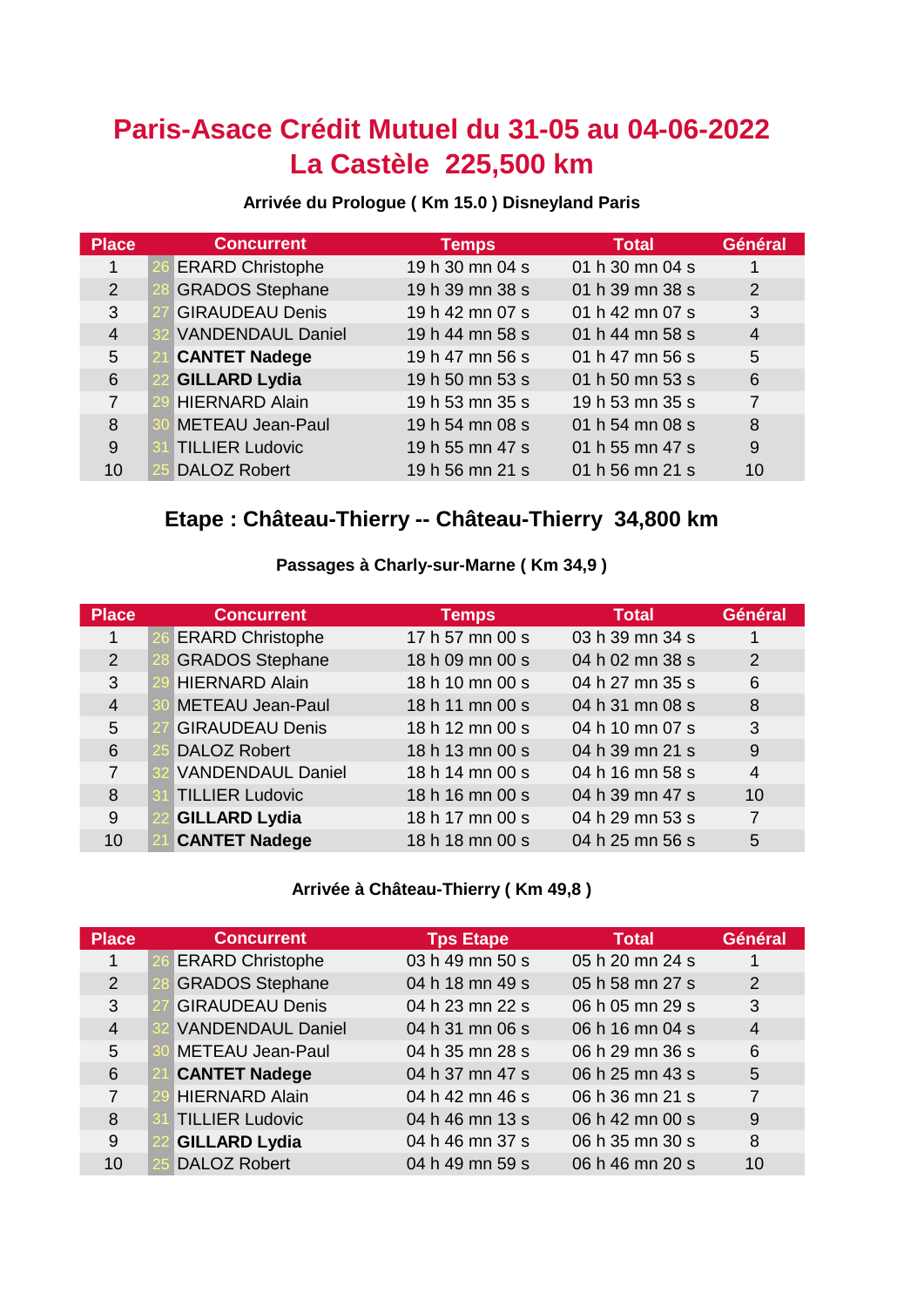# Paris-Asace Crédit Mutuel du 31-05 au 04-06-2022
# La Castèle 225,500 km

### Arrivée du Prologue ( Km 15.0 ) Disneyland Paris

| Place | Concurrent | Temps | Total | Général |
|---|---|---|---|---|
| 1 | 26 ERARD Christophe | 19 h 30 mn 04 s | 01 h 30 mn 04 s | 1 |
| 2 | 28 GRADOS Stephane | 19 h 39 mn 38 s | 01 h 39 mn 38 s | 2 |
| 3 | 27 GIRAUDEAU Denis | 19 h 42 mn 07 s | 01 h 42 mn 07 s | 3 |
| 4 | 32 VANDENDAUL Daniel | 19 h 44 mn 58 s | 01 h 44 mn 58 s | 4 |
| 5 | 21 **CANTET Nadege** | 19 h 47 mn 56 s | 01 h 47 mn 56 s | 5 |
| 6 | 22 **GILLARD Lydia** | 19 h 50 mn 53 s | 01 h 50 mn 53 s | 6 |
| 7 | 29 HIERNARD Alain | 19 h 53 mn 35 s | 19 h 53 mn 35 s | 7 |
| 8 | 30 METEAU Jean-Paul | 19 h 54 mn 08 s | 01 h 54 mn 08 s | 8 |
| 9 | 31 TILLIER Ludovic | 19 h 55 mn 47 s | 01 h 55 mn 47 s | 9 |
| 10 | 25 DALOZ Robert | 19 h 56 mn 21 s | 01 h 56 mn 21 s | 10 |

## Etape : Château-Thierry -- Château-Thierry 34,800 km

### Passages à Charly-sur-Marne ( Km 34,9 )

| Place | Concurrent | Temps | Total | Général |
|---|---|---|---|---|
| 1 | 26 ERARD Christophe | 17 h 57 mn 00 s | 03 h 39 mn 34 s | 1 |
| 2 | 28 GRADOS Stephane | 18 h 09 mn 00 s | 04 h 02 mn 38 s | 2 |
| 3 | 29 HIERNARD Alain | 18 h 10 mn 00 s | 04 h 27 mn 35 s | 6 |
| 4 | 30 METEAU Jean-Paul | 18 h 11 mn 00 s | 04 h 31 mn 08 s | 8 |
| 5 | 27 GIRAUDEAU Denis | 18 h 12 mn 00 s | 04 h 10 mn 07 s | 3 |
| 6 | 25 DALOZ Robert | 18 h 13 mn 00 s | 04 h 39 mn 21 s | 9 |
| 7 | 32 VANDENDAUL Daniel | 18 h 14 mn 00 s | 04 h 16 mn 58 s | 4 |
| 8 | 31 TILLIER Ludovic | 18 h 16 mn 00 s | 04 h 39 mn 47 s | 10 |
| 9 | 22 **GILLARD Lydia** | 18 h 17 mn 00 s | 04 h 29 mn 53 s | 7 |
| 10 | 21 **CANTET Nadege** | 18 h 18 mn 00 s | 04 h 25 mn 56 s | 5 |

### Arrivée à Château-Thierry ( Km 49,8 )

| Place | Concurrent | Tps Etape | Total | Général |
|---|---|---|---|---|
| 1 | 26 ERARD Christophe | 03 h 49 mn 50 s | 05 h 20 mn 24 s | 1 |
| 2 | 28 GRADOS Stephane | 04 h 18 mn 49 s | 05 h 58 mn 27 s | 2 |
| 3 | 27 GIRAUDEAU Denis | 04 h 23 mn 22 s | 06 h 05 mn 29 s | 3 |
| 4 | 32 VANDENDAUL Daniel | 04 h 31 mn 06 s | 06 h 16 mn 04 s | 4 |
| 5 | 30 METEAU Jean-Paul | 04 h 35 mn 28 s | 06 h 29 mn 36 s | 6 |
| 6 | 21 **CANTET Nadege** | 04 h 37 mn 47 s | 06 h 25 mn 43 s | 5 |
| 7 | 29 HIERNARD Alain | 04 h 42 mn 46 s | 06 h 36 mn 21 s | 7 |
| 8 | 31 TILLIER Ludovic | 04 h 46 mn 13 s | 06 h 42 mn 00 s | 9 |
| 9 | 22 **GILLARD Lydia** | 04 h 46 mn 37 s | 06 h 35 mn 30 s | 8 |
| 10 | 25 DALOZ Robert | 04 h 49 mn 59 s | 06 h 46 mn 20 s | 10 |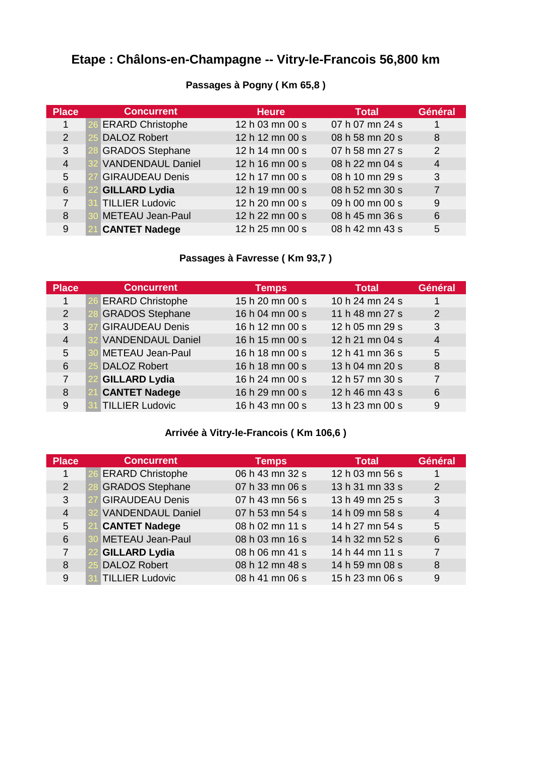# Etape : Châlons-en-Champagne -- Vitry-le-Francois 56,800 km

### Passages à Pogny ( Km 65,8 )

| Place | Concurrent | Heure | Total | Général |
|---|---|---|---|---|
| 1 | 26 ERARD Christophe | 12 h 03 mn 00 s | 07 h 07 mn 24 s | 1 |
| 2 | 25 DALOZ Robert | 12 h 12 mn 00 s | 08 h 58 mn 20 s | 8 |
| 3 | 28 GRADOS Stephane | 12 h 14 mn 00 s | 07 h 58 mn 27 s | 2 |
| 4 | 32 VANDENDAUL Daniel | 12 h 16 mn 00 s | 08 h 22 mn 04 s | 4 |
| 5 | 27 GIRAUDEAU Denis | 12 h 17 mn 00 s | 08 h 10 mn 29 s | 3 |
| 6 | 22 **GILLARD Lydia** | 12 h 19 mn 00 s | 08 h 52 mn 30 s | 7 |
| 7 | 31 TILLIER Ludovic | 12 h 20 mn 00 s | 09 h 00 mn 00 s | 9 |
| 8 | 30 METEAU Jean-Paul | 12 h 22 mn 00 s | 08 h 45 mn 36 s | 6 |
| 9 | 21 **CANTET Nadege** | 12 h 25 mn 00 s | 08 h 42 mn 43 s | 5 |

### Passages à Favresse ( Km 93,7 )

| Place | Concurrent | Temps | Total | Général |
|---|---|---|---|---|
| 1 | 26 ERARD Christophe | 15 h 20 mn 00 s | 10 h 24 mn 24 s | 1 |
| 2 | 28 GRADOS Stephane | 16 h 04 mn 00 s | 11 h 48 mn 27 s | 2 |
| 3 | 27 GIRAUDEAU Denis | 16 h 12 mn 00 s | 12 h 05 mn 29 s | 3 |
| 4 | 32 VANDENDAUL Daniel | 16 h 15 mn 00 s | 12 h 21 mn 04 s | 4 |
| 5 | 30 METEAU Jean-Paul | 16 h 18 mn 00 s | 12 h 41 mn 36 s | 5 |
| 6 | 25 DALOZ Robert | 16 h 18 mn 00 s | 13 h 04 mn 20 s | 8 |
| 7 | 22 **GILLARD Lydia** | 16 h 24 mn 00 s | 12 h 57 mn 30 s | 7 |
| 8 | 21 **CANTET Nadege** | 16 h 29 mn 00 s | 12 h 46 mn 43 s | 6 |
| 9 | 31 TILLIER Ludovic | 16 h 43 mn 00 s | 13 h 23 mn 00 s | 9 |

### Arrivée à Vitry-le-Francois ( Km 106,6 )

| Place | Concurrent | Temps | Total | Général |
|---|---|---|---|---|
| 1 | 26 ERARD Christophe | 06 h 43 mn 32 s | 12 h 03 mn 56 s | 1 |
| 2 | 28 GRADOS Stephane | 07 h 33 mn 06 s | 13 h 31 mn 33 s | 2 |
| 3 | 27 GIRAUDEAU Denis | 07 h 43 mn 56 s | 13 h 49 mn 25 s | 3 |
| 4 | 32 VANDENDAUL Daniel | 07 h 53 mn 54 s | 14 h 09 mn 58 s | 4 |
| 5 | 21 **CANTET Nadege** | 08 h 02 mn 11 s | 14 h 27 mn 54 s | 5 |
| 6 | 30 METEAU Jean-Paul | 08 h 03 mn 16 s | 14 h 32 mn 52 s | 6 |
| 7 | 22 **GILLARD Lydia** | 08 h 06 mn 41 s | 14 h 44 mn 11 s | 7 |
| 8 | 25 DALOZ Robert | 08 h 12 mn 48 s | 14 h 59 mn 08 s | 8 |
| 9 | 31 TILLIER Ludovic | 08 h 41 mn 06 s | 15 h 23 mn 06 s | 9 |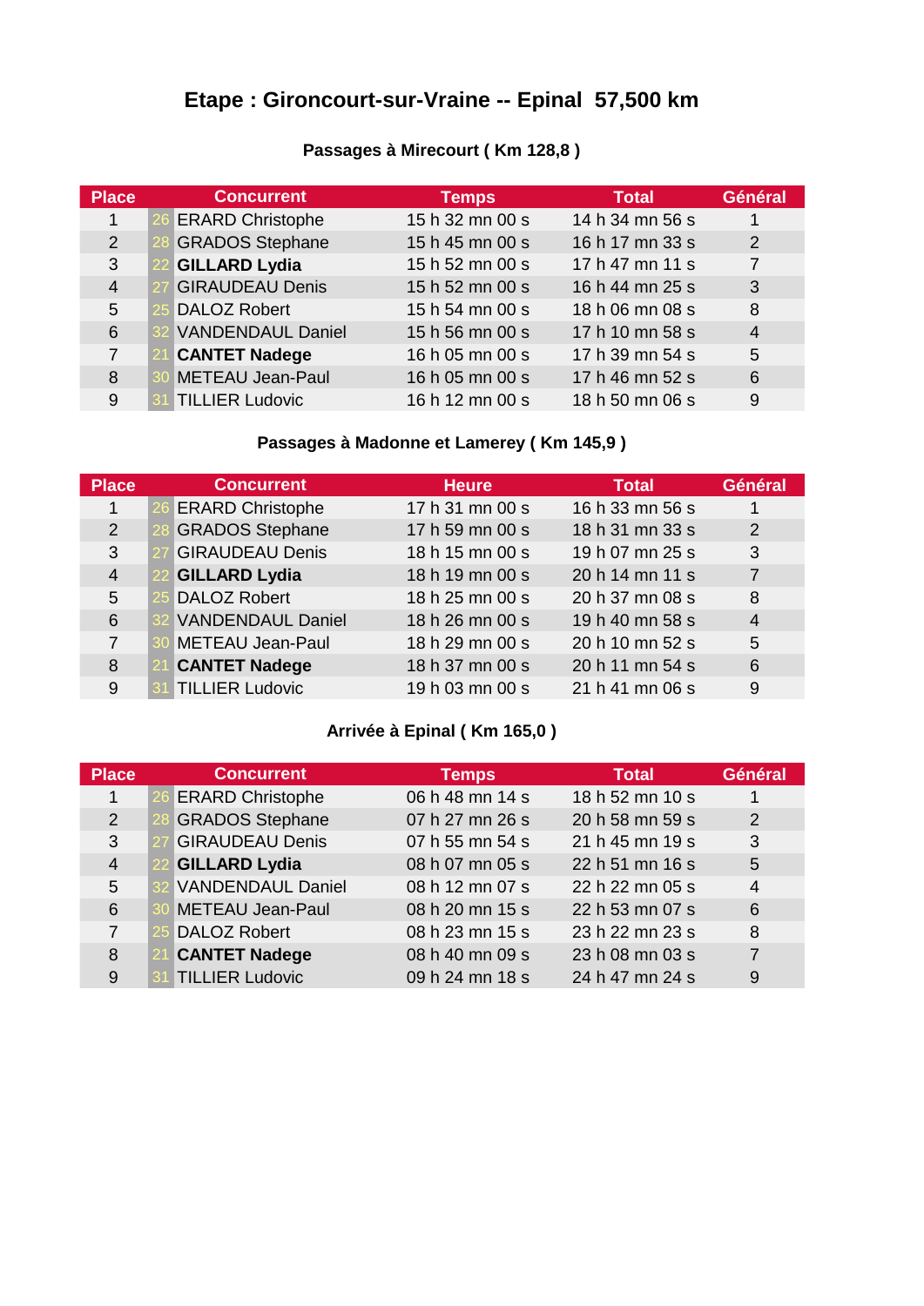# Etape : Gironcourt-sur-Vraine -- Epinal 57,500 km

### Passages à Mirecourt ( Km 128,8 )

| Place | Concurrent | Temps | Total | Général |
|---|---|---|---|---|
| 1 | 26 ERARD Christophe | 15 h 32 mn 00 s | 14 h 34 mn 56 s | 1 |
| 2 | 28 GRADOS Stephane | 15 h 45 mn 00 s | 16 h 17 mn 33 s | 2 |
| 3 | 22 **GILLARD Lydia** | 15 h 52 mn 00 s | 17 h 47 mn 11 s | 7 |
| 4 | 27 GIRAUDEAU Denis | 15 h 52 mn 00 s | 16 h 44 mn 25 s | 3 |
| 5 | 25 DALOZ Robert | 15 h 54 mn 00 s | 18 h 06 mn 08 s | 8 |
| 6 | 32 VANDENDAUL Daniel | 15 h 56 mn 00 s | 17 h 10 mn 58 s | 4 |
| 7 | 21 **CANTET Nadege** | 16 h 05 mn 00 s | 17 h 39 mn 54 s | 5 |
| 8 | 30 METEAU Jean-Paul | 16 h 05 mn 00 s | 17 h 46 mn 52 s | 6 |
| 9 | 31 TILLIER Ludovic | 16 h 12 mn 00 s | 18 h 50 mn 06 s | 9 |

### Passages à Madonne et Lamerey ( Km 145,9 )

| Place | Concurrent | Heure | Total | Général |
|---|---|---|---|---|
| 1 | 26 ERARD Christophe | 17 h 31 mn 00 s | 16 h 33 mn 56 s | 1 |
| 2 | 28 GRADOS Stephane | 17 h 59 mn 00 s | 18 h 31 mn 33 s | 2 |
| 3 | 27 GIRAUDEAU Denis | 18 h 15 mn 00 s | 19 h 07 mn 25 s | 3 |
| 4 | 22 **GILLARD Lydia** | 18 h 19 mn 00 s | 20 h 14 mn 11 s | 7 |
| 5 | 25 DALOZ Robert | 18 h 25 mn 00 s | 20 h 37 mn 08 s | 8 |
| 6 | 32 VANDENDAUL Daniel | 18 h 26 mn 00 s | 19 h 40 mn 58 s | 4 |
| 7 | 30 METEAU Jean-Paul | 18 h 29 mn 00 s | 20 h 10 mn 52 s | 5 |
| 8 | 21 **CANTET Nadege** | 18 h 37 mn 00 s | 20 h 11 mn 54 s | 6 |
| 9 | 31 TILLIER Ludovic | 19 h 03 mn 00 s | 21 h 41 mn 06 s | 9 |

### Arrivée à Epinal ( Km 165,0 )

| Place | Concurrent | Temps | Total | Général |
|---|---|---|---|---|
| 1 | 26 ERARD Christophe | 06 h 48 mn 14 s | 18 h 52 mn 10 s | 1 |
| 2 | 28 GRADOS Stephane | 07 h 27 mn 26 s | 20 h 58 mn 59 s | 2 |
| 3 | 27 GIRAUDEAU Denis | 07 h 55 mn 54 s | 21 h 45 mn 19 s | 3 |
| 4 | 22 **GILLARD Lydia** | 08 h 07 mn 05 s | 22 h 51 mn 16 s | 5 |
| 5 | 32 VANDENDAUL Daniel | 08 h 12 mn 07 s | 22 h 22 mn 05 s | 4 |
| 6 | 30 METEAU Jean-Paul | 08 h 20 mn 15 s | 22 h 53 mn 07 s | 6 |
| 7 | 25 DALOZ Robert | 08 h 23 mn 15 s | 23 h 22 mn 23 s | 8 |
| 8 | 21 **CANTET Nadege** | 08 h 40 mn 09 s | 23 h 08 mn 03 s | 7 |
| 9 | 31 TILLIER Ludovic | 09 h 24 mn 18 s | 24 h 47 mn 24 s | 9 |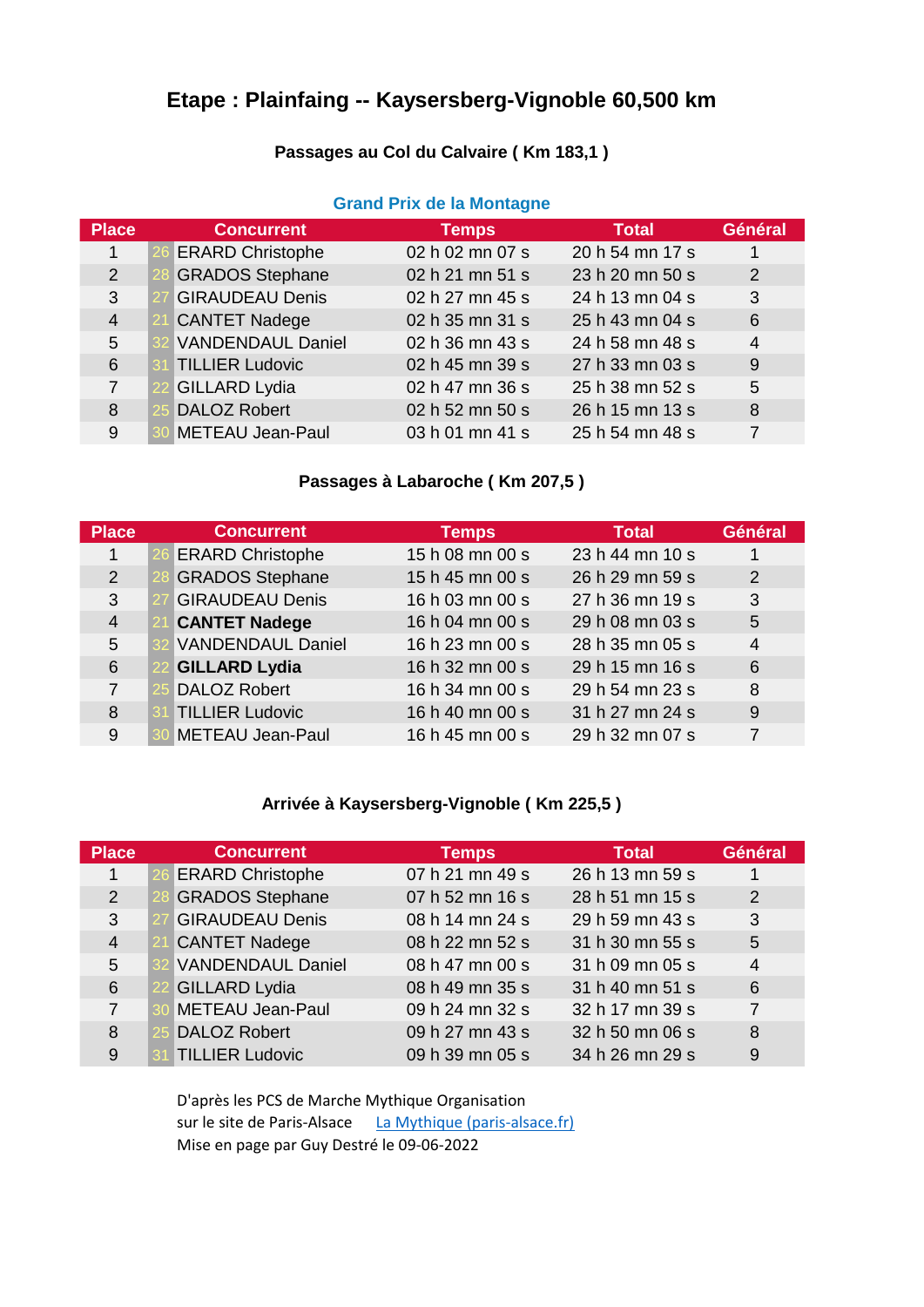# Etape : Plainfaing -- Kaysersberg-Vignoble 60,500 km

### Passages au Col du Calvaire ( Km 183,1 )

**Grand Prix de la Montagne**

| Place | Concurrent | | Temps | Total | Général |
|---|---|---|---|---|---|
| 1 | 26 | ERARD Christophe | 02 h 02 mn 07 s | 20 h 54 mn 17 s | 1 |
| 2 | 28 | GRADOS Stephane | 02 h 21 mn 51 s | 23 h 20 mn 50 s | 2 |
| 3 | 27 | GIRAUDEAU Denis | 02 h 27 mn 45 s | 24 h 13 mn 04 s | 3 |
| 4 | 21 | CANTET Nadege | 02 h 35 mn 31 s | 25 h 43 mn 04 s | 6 |
| 5 | 32 | VANDENDAUL Daniel | 02 h 36 mn 43 s | 24 h 58 mn 48 s | 4 |
| 6 | 31 | TILLIER Ludovic | 02 h 45 mn 39 s | 27 h 33 mn 03 s | 9 |
| 7 | 22 | GILLARD Lydia | 02 h 47 mn 36 s | 25 h 38 mn 52 s | 5 |
| 8 | 25 | DALOZ Robert | 02 h 52 mn 50 s | 26 h 15 mn 13 s | 8 |
| 9 | 30 | METEAU Jean-Paul | 03 h 01 mn 41 s | 25 h 54 mn 48 s | 7 |

### Passages à Labaroche ( Km 207,5 )

| Place | Concurrent | | Temps | Total | Général |
|---|---|---|---|---|---|
| 1 | 26 | ERARD Christophe | 15 h 08 mn 00 s | 23 h 44 mn 10 s | 1 |
| 2 | 28 | GRADOS Stephane | 15 h 45 mn 00 s | 26 h 29 mn 59 s | 2 |
| 3 | 27 | GIRAUDEAU Denis | 16 h 03 mn 00 s | 27 h 36 mn 19 s | 3 |
| 4 | 21 | **CANTET Nadege** | 16 h 04 mn 00 s | 29 h 08 mn 03 s | 5 |
| 5 | 32 | VANDENDAUL Daniel | 16 h 23 mn 00 s | 28 h 35 mn 05 s | 4 |
| 6 | 22 | **GILLARD Lydia** | 16 h 32 mn 00 s | 29 h 15 mn 16 s | 6 |
| 7 | 25 | DALOZ Robert | 16 h 34 mn 00 s | 29 h 54 mn 23 s | 8 |
| 8 | 31 | TILLIER Ludovic | 16 h 40 mn 00 s | 31 h 27 mn 24 s | 9 |
| 9 | 30 | METEAU Jean-Paul | 16 h 45 mn 00 s | 29 h 32 mn 07 s | 7 |

### Arrivée à Kaysersberg-Vignoble ( Km 225,5 )

| Place | Concurrent | | Temps | Total | Général |
|---|---|---|---|---|---|
| 1 | 26 | ERARD Christophe | 07 h 21 mn 49 s | 26 h 13 mn 59 s | 1 |
| 2 | 28 | GRADOS Stephane | 07 h 52 mn 16 s | 28 h 51 mn 15 s | 2 |
| 3 | 27 | GIRAUDEAU Denis | 08 h 14 mn 24 s | 29 h 59 mn 43 s | 3 |
| 4 | 21 | CANTET Nadege | 08 h 22 mn 52 s | 31 h 30 mn 55 s | 5 |
| 5 | 32 | VANDENDAUL Daniel | 08 h 47 mn 00 s | 31 h 09 mn 05 s | 4 |
| 6 | 22 | GILLARD Lydia | 08 h 49 mn 35 s | 31 h 40 mn 51 s | 6 |
| 7 | 30 | METEAU Jean-Paul | 09 h 24 mn 32 s | 32 h 17 mn 39 s | 7 |
| 8 | 25 | DALOZ Robert | 09 h 27 mn 43 s | 32 h 50 mn 06 s | 8 |
| 9 | 31 | TILLIER Ludovic | 09 h 39 mn 05 s | 34 h 26 mn 29 s | 9 |

D'après les PCS de Marche Mythique Organisation
sur le site de Paris-Alsace [La Mythique (paris-alsace.fr)]
Mise en page par Guy Destré le 09-06-2022